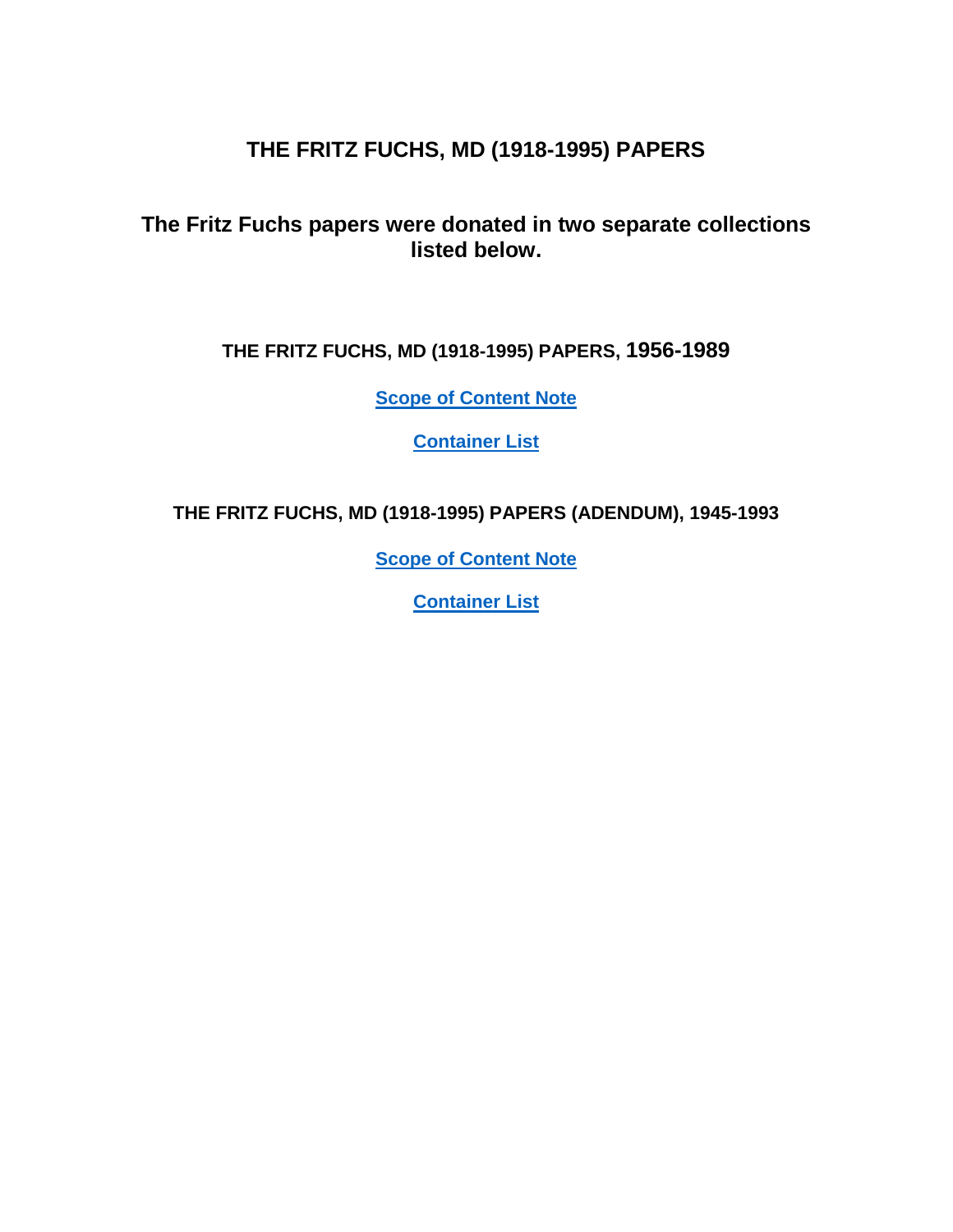# THE FRITZ FUCHS, MD (1918-1995) PAPERS

## The Fritz Fuchs papers were donated in two separate collections listed below.

### THE FRITZ FUCHS, MD (1918-1995) PAPERS, 1956-1989

**Scope of Content Note**

**Container List**

### THE FRITZ FUCHS, MD (1918-1995) PAPERS (ADENDUM), 1945-1993

**Scope of Content Note**

**Container List**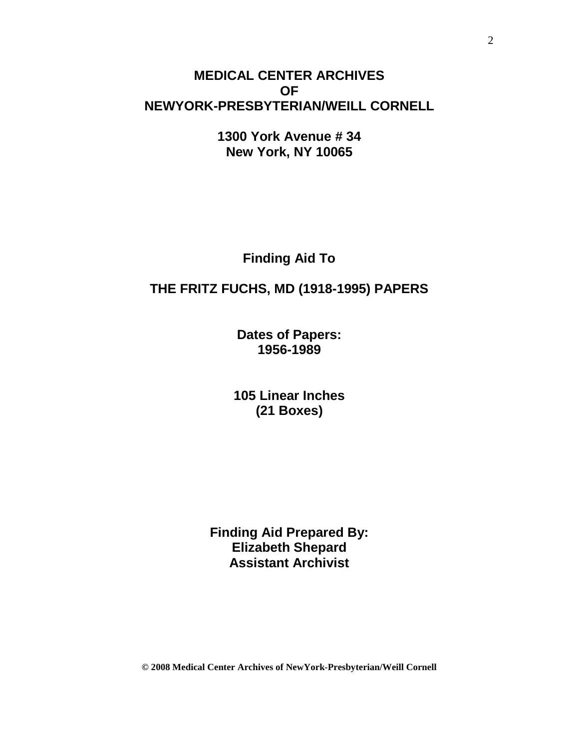# MEDICAL CENTER ARCHIVES
# OF
# NEWYORK-PRESBYTERIAN/WEILL CORNELL

**1300 York Avenue # 34**
**New York, NY 10065**

**Finding Aid To**

## THE FRITZ FUCHS, MD (1918-1995) PAPERS

**Dates of Papers:**
**1956-1989**

**105 Linear Inches**
**(21 Boxes)**

**Finding Aid Prepared By:**
**Elizabeth Shepard**
**Assistant Archivist**

**© 2008 Medical Center Archives of NewYork-Presbyterian/Weill Cornell**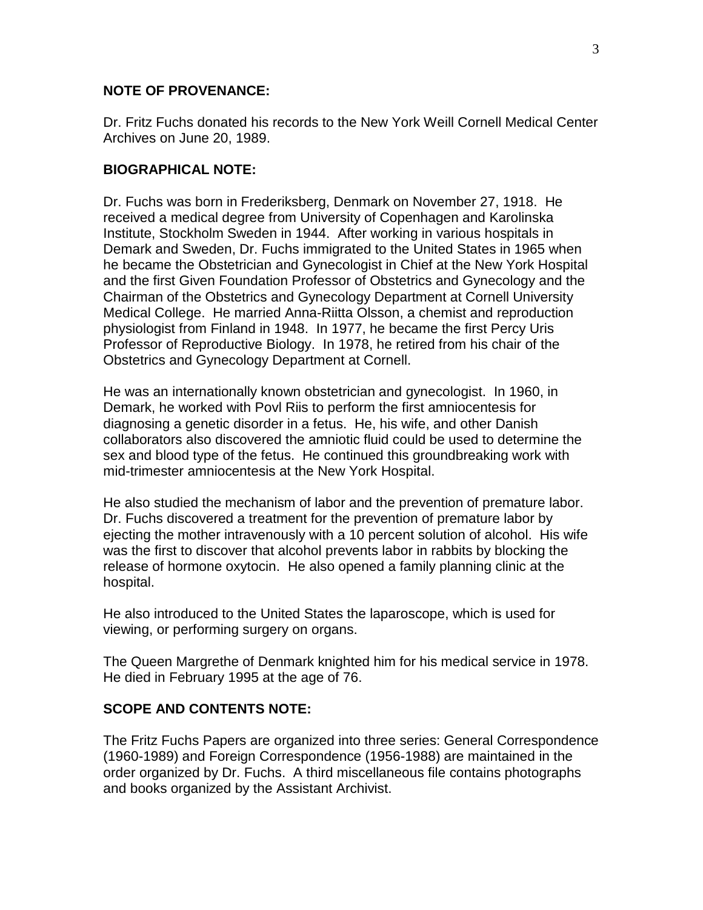**NOTE OF PROVENANCE:**

Dr. Fritz Fuchs donated his records to the New York Weill Cornell Medical Center Archives on June 20, 1989.

**BIOGRAPHICAL NOTE:**

Dr. Fuchs was born in Frederiksberg, Denmark on November 27, 1918. He received a medical degree from University of Copenhagen and Karolinska Institute, Stockholm Sweden in 1944. After working in various hospitals in Demark and Sweden, Dr. Fuchs immigrated to the United States in 1965 when he became the Obstetrician and Gynecologist in Chief at the New York Hospital and the first Given Foundation Professor of Obstetrics and Gynecology and the Chairman of the Obstetrics and Gynecology Department at Cornell University Medical College. He married Anna-Riitta Olsson, a chemist and reproduction physiologist from Finland in 1948. In 1977, he became the first Percy Uris Professor of Reproductive Biology. In 1978, he retired from his chair of the Obstetrics and Gynecology Department at Cornell.

He was an internationally known obstetrician and gynecologist. In 1960, in Demark, he worked with Povl Riis to perform the first amniocentesis for diagnosing a genetic disorder in a fetus. He, his wife, and other Danish collaborators also discovered the amniotic fluid could be used to determine the sex and blood type of the fetus. He continued this groundbreaking work with mid-trimester amniocentesis at the New York Hospital.

He also studied the mechanism of labor and the prevention of premature labor. Dr. Fuchs discovered a treatment for the prevention of premature labor by ejecting the mother intravenously with a 10 percent solution of alcohol. His wife was the first to discover that alcohol prevents labor in rabbits by blocking the release of hormone oxytocin. He also opened a family planning clinic at the hospital.

He also introduced to the United States the laparoscope, which is used for viewing, or performing surgery on organs.

The Queen Margrethe of Denmark knighted him for his medical service in 1978. He died in February 1995 at the age of 76.

**SCOPE AND CONTENTS NOTE:**

The Fritz Fuchs Papers are organized into three series: General Correspondence (1960-1989) and Foreign Correspondence (1956-1988) are maintained in the order organized by Dr. Fuchs. A third miscellaneous file contains photographs and books organized by the Assistant Archivist.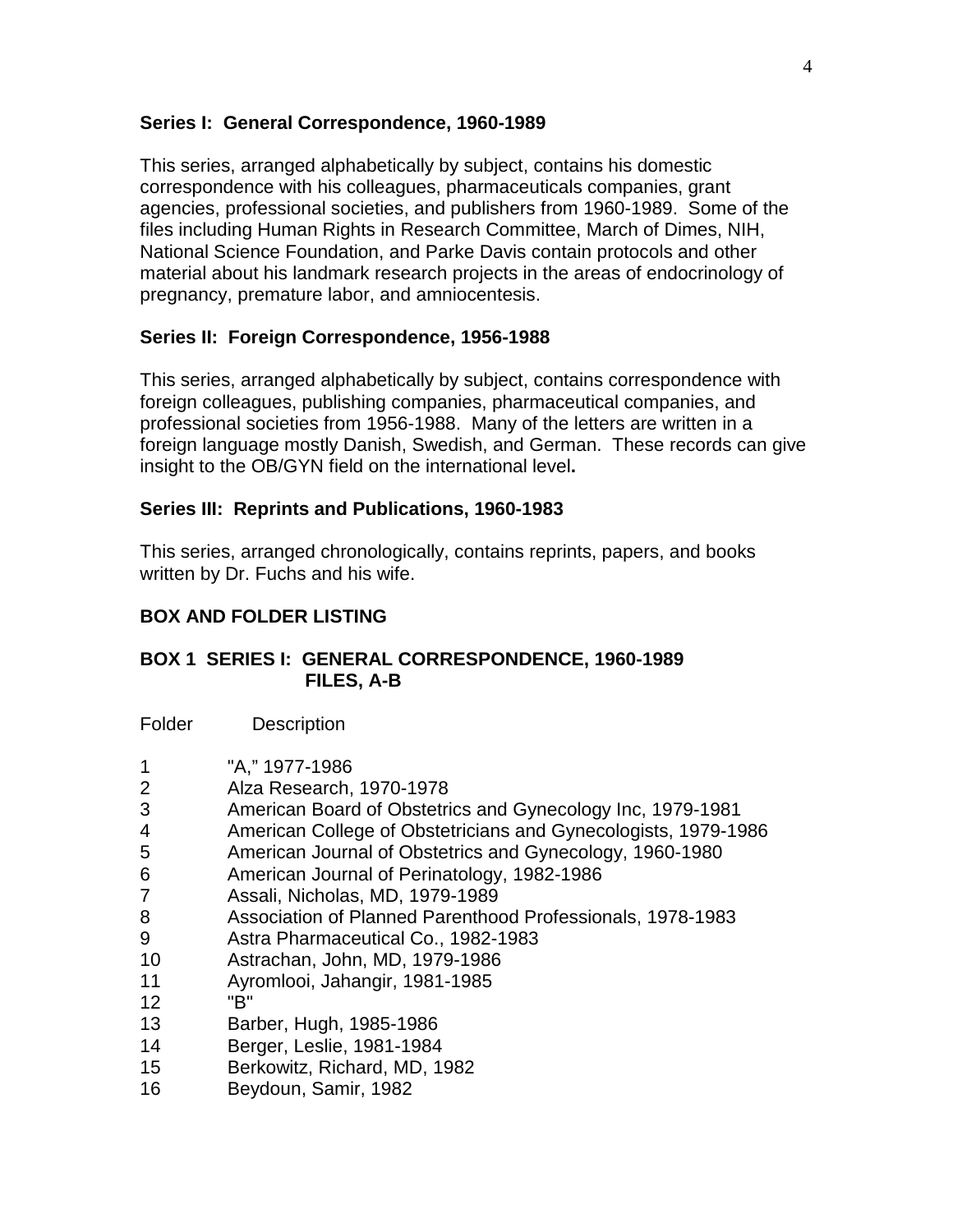### Series I: General Correspondence, 1960-1989

This series, arranged alphabetically by subject, contains his domestic correspondence with his colleagues, pharmaceuticals companies, grant agencies, professional societies, and publishers from 1960-1989. Some of the files including Human Rights in Research Committee, March of Dimes, NIH, National Science Foundation, and Parke Davis contain protocols and other material about his landmark research projects in the areas of endocrinology of pregnancy, premature labor, and amniocentesis.

### Series II: Foreign Correspondence, 1956-1988

This series, arranged alphabetically by subject, contains correspondence with foreign colleagues, publishing companies, pharmaceutical companies, and professional societies from 1956-1988. Many of the letters are written in a foreign language mostly Danish, Swedish, and German. These records can give insight to the OB/GYN field on the international level**.**

### Series III: Reprints and Publications, 1960-1983

This series, arranged chronologically, contains reprints, papers, and books written by Dr. Fuchs and his wife.

## BOX AND FOLDER LISTING

### BOX 1 SERIES I: GENERAL CORRESPONDENCE, 1960-1989 FILES, A-B

| Folder | Description |
|---|---|
| 1 | "A," 1977-1986 |
| 2 | Alza Research, 1970-1978 |
| 3 | American Board of Obstetrics and Gynecology Inc, 1979-1981 |
| 4 | American College of Obstetricians and Gynecologists, 1979-1986 |
| 5 | American Journal of Obstetrics and Gynecology, 1960-1980 |
| 6 | American Journal of Perinatology, 1982-1986 |
| 7 | Assali, Nicholas, MD, 1979-1989 |
| 8 | Association of Planned Parenthood Professionals, 1978-1983 |
| 9 | Astra Pharmaceutical Co., 1982-1983 |
| 10 | Astrachan, John, MD, 1979-1986 |
| 11 | Ayromlooi, Jahangir, 1981-1985 |
| 12 | "B" |
| 13 | Barber, Hugh, 1985-1986 |
| 14 | Berger, Leslie, 1981-1984 |
| 15 | Berkowitz, Richard, MD, 1982 |
| 16 | Beydoun, Samir, 1982 |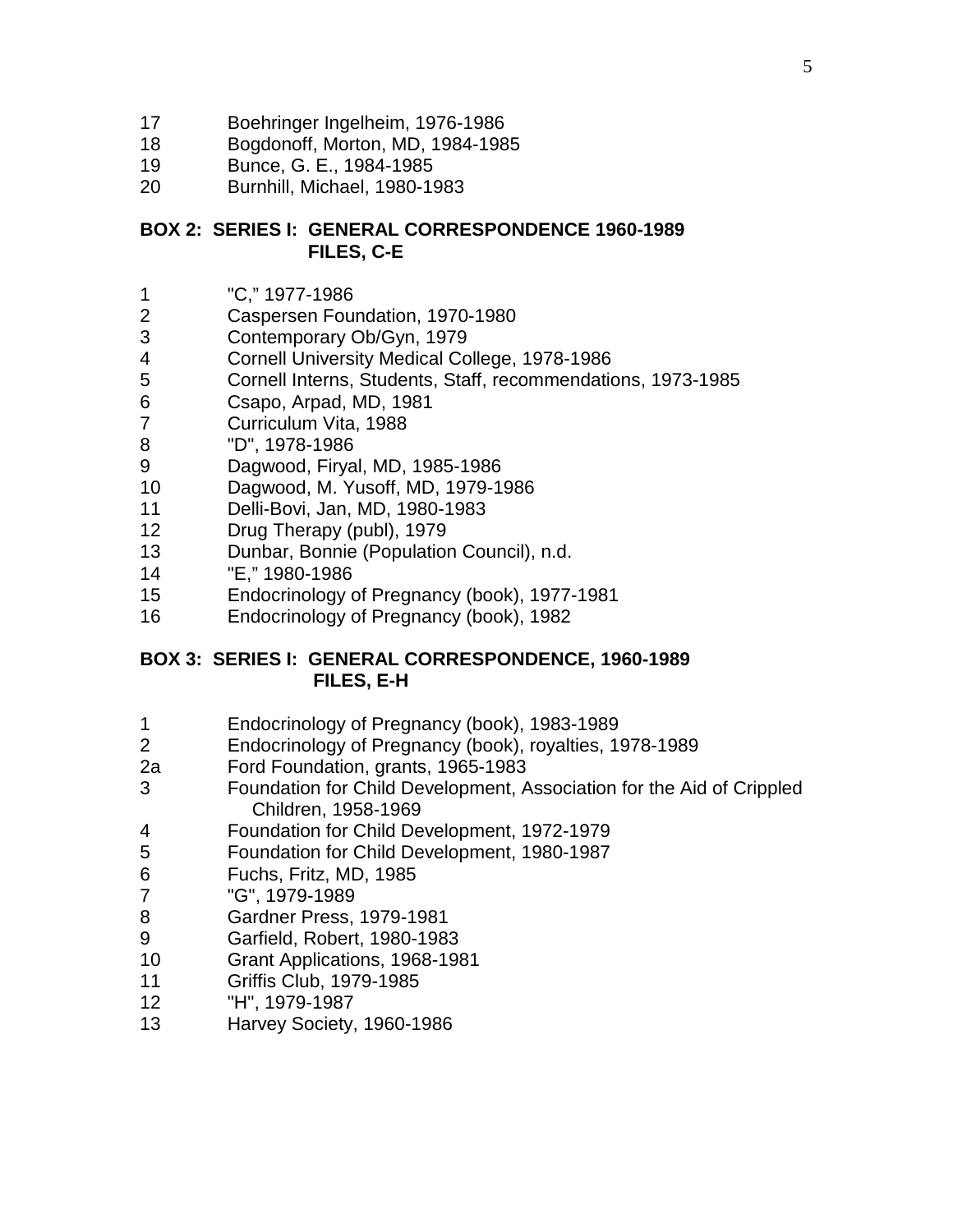17 Boehringer Ingelheim, 1976-1986
18 Bogdonoff, Morton, MD, 1984-1985
19 Bunce, G. E., 1984-1985
20 Burnhill, Michael, 1980-1983

**BOX 2: SERIES I: GENERAL CORRESPONDENCE 1960-1989**
**FILES, C-E**

1 "C," 1977-1986
2 Caspersen Foundation, 1970-1980
3 Contemporary Ob/Gyn, 1979
4 Cornell University Medical College, 1978-1986
5 Cornell Interns, Students, Staff, recommendations, 1973-1985
6 Csapo, Arpad, MD, 1981
7 Curriculum Vita, 1988
8 "D", 1978-1986
9 Dagwood, Firyal, MD, 1985-1986
10 Dagwood, M. Yusoff, MD, 1979-1986
11 Delli-Bovi, Jan, MD, 1980-1983
12 Drug Therapy (publ), 1979
13 Dunbar, Bonnie (Population Council), n.d.
14 "E," 1980-1986
15 Endocrinology of Pregnancy (book), 1977-1981
16 Endocrinology of Pregnancy (book), 1982

**BOX 3: SERIES I: GENERAL CORRESPONDENCE, 1960-1989**
**FILES, E-H**

1 Endocrinology of Pregnancy (book), 1983-1989
2 Endocrinology of Pregnancy (book), royalties, 1978-1989
2a Ford Foundation, grants, 1965-1983
3 Foundation for Child Development, Association for the Aid of Crippled Children, 1958-1969
4 Foundation for Child Development, 1972-1979
5 Foundation for Child Development, 1980-1987
6 Fuchs, Fritz, MD, 1985
7 "G", 1979-1989
8 Gardner Press, 1979-1981
9 Garfield, Robert, 1980-1983
10 Grant Applications, 1968-1981
11 Griffis Club, 1979-1985
12 "H", 1979-1987
13 Harvey Society, 1960-1986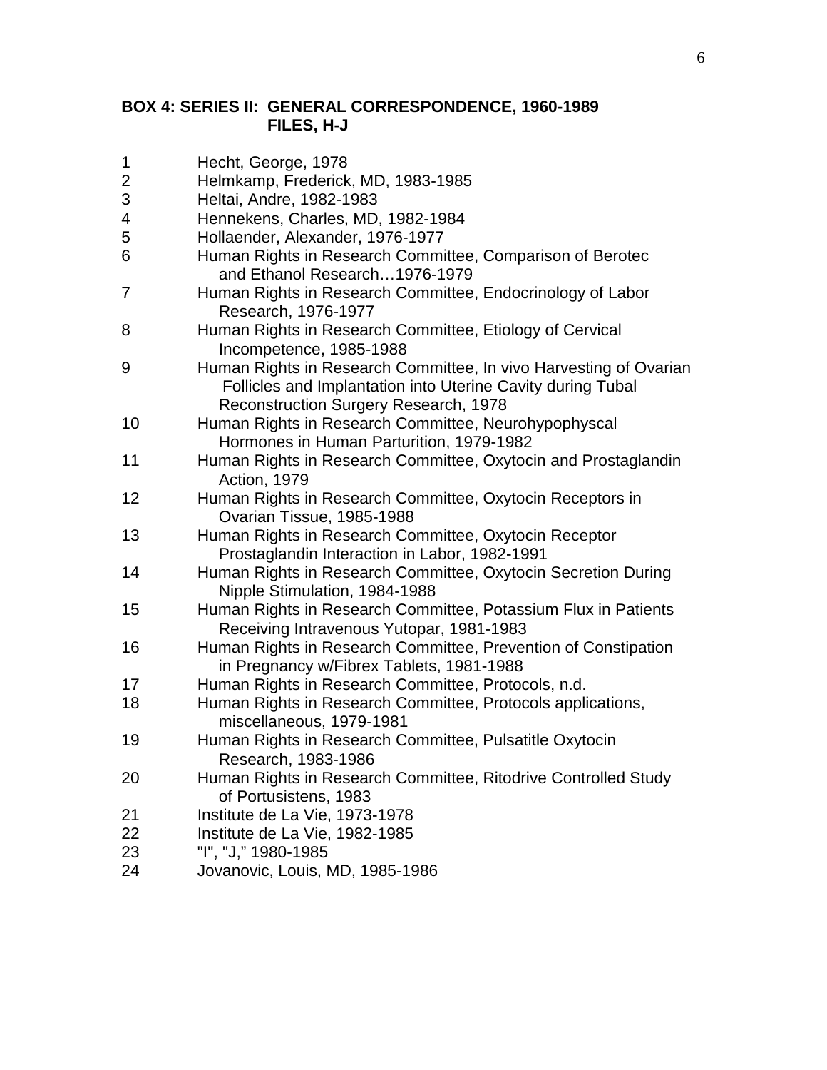**BOX 4: SERIES II: GENERAL CORRESPONDENCE, 1960-1989**
**FILES, H-J**

| | |
|---|---|
| 1 | Hecht, George, 1978 |
| 2 | Helmkamp, Frederick, MD, 1983-1985 |
| 3 | Heltai, Andre, 1982-1983 |
| 4 | Hennekens, Charles, MD, 1982-1984 |
| 5 | Hollaender, Alexander, 1976-1977 |
| 6 | Human Rights in Research Committee, Comparison of Berotec and Ethanol Research…1976-1979 |
| 7 | Human Rights in Research Committee, Endocrinology of Labor Research, 1976-1977 |
| 8 | Human Rights in Research Committee, Etiology of Cervical Incompetence, 1985-1988 |
| 9 | Human Rights in Research Committee, In vivo Harvesting of Ovarian Follicles and Implantation into Uterine Cavity during Tubal Reconstruction Surgery Research, 1978 |
| 10 | Human Rights in Research Committee, Neurohypophyscal Hormones in Human Parturition, 1979-1982 |
| 11 | Human Rights in Research Committee, Oxytocin and Prostaglandin Action, 1979 |
| 12 | Human Rights in Research Committee, Oxytocin Receptors in Ovarian Tissue, 1985-1988 |
| 13 | Human Rights in Research Committee, Oxytocin Receptor Prostaglandin Interaction in Labor, 1982-1991 |
| 14 | Human Rights in Research Committee, Oxytocin Secretion During Nipple Stimulation, 1984-1988 |
| 15 | Human Rights in Research Committee, Potassium Flux in Patients Receiving Intravenous Yutopar, 1981-1983 |
| 16 | Human Rights in Research Committee, Prevention of Constipation in Pregnancy w/Fibrex Tablets, 1981-1988 |
| 17 | Human Rights in Research Committee, Protocols, n.d. |
| 18 | Human Rights in Research Committee, Protocols applications, miscellaneous, 1979-1981 |
| 19 | Human Rights in Research Committee, Pulsatitle Oxytocin Research, 1983-1986 |
| 20 | Human Rights in Research Committee, Ritodrive Controlled Study of Portusistens, 1983 |
| 21 | Institute de La Vie, 1973-1978 |
| 22 | Institute de La Vie, 1982-1985 |
| 23 | "I", "J," 1980-1985 |
| 24 | Jovanovic, Louis, MD, 1985-1986 |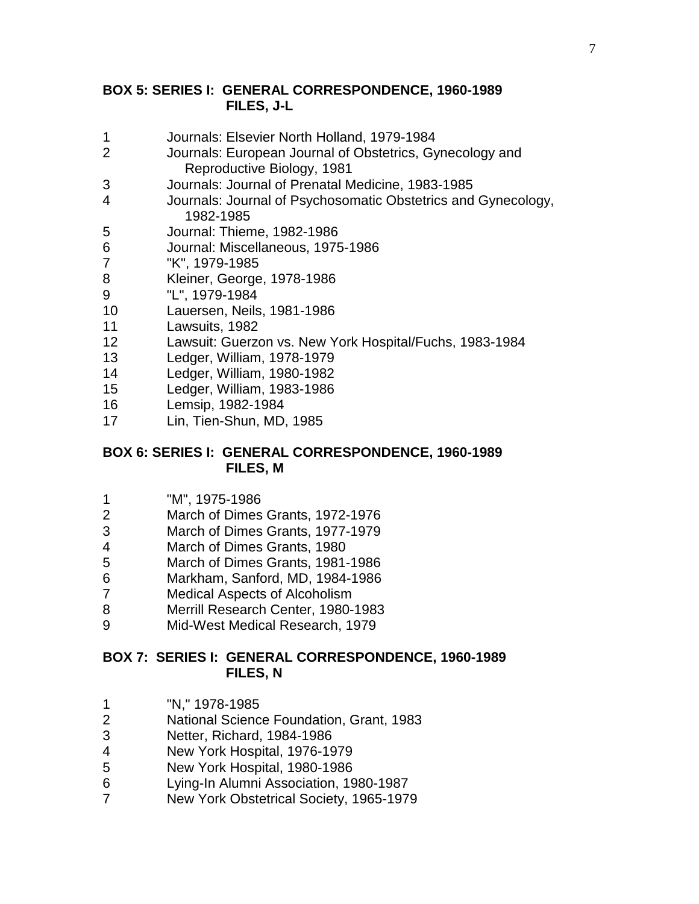## BOX 5: SERIES I: GENERAL CORRESPONDENCE, 1960-1989
## FILES, J-L

| | |
|---|---|
| 1 | Journals: Elsevier North Holland, 1979-1984 |
| 2 | Journals: European Journal of Obstetrics, Gynecology and Reproductive Biology, 1981 |
| 3 | Journals: Journal of Prenatal Medicine, 1983-1985 |
| 4 | Journals: Journal of Psychosomatic Obstetrics and Gynecology, 1982-1985 |
| 5 | Journal: Thieme, 1982-1986 |
| 6 | Journal: Miscellaneous, 1975-1986 |
| 7 | "K", 1979-1985 |
| 8 | Kleiner, George, 1978-1986 |
| 9 | "L", 1979-1984 |
| 10 | Lauersen, Neils, 1981-1986 |
| 11 | Lawsuits, 1982 |
| 12 | Lawsuit: Guerzon vs. New York Hospital/Fuchs, 1983-1984 |
| 13 | Ledger, William, 1978-1979 |
| 14 | Ledger, William, 1980-1982 |
| 15 | Ledger, William, 1983-1986 |
| 16 | Lemsip, 1982-1984 |
| 17 | Lin, Tien-Shun, MD, 1985 |

## BOX 6: SERIES I: GENERAL CORRESPONDENCE, 1960-1989
## FILES, M

| | |
|---|---|
| 1 | "M", 1975-1986 |
| 2 | March of Dimes Grants, 1972-1976 |
| 3 | March of Dimes Grants, 1977-1979 |
| 4 | March of Dimes Grants, 1980 |
| 5 | March of Dimes Grants, 1981-1986 |
| 6 | Markham, Sanford, MD, 1984-1986 |
| 7 | Medical Aspects of Alcoholism |
| 8 | Merrill Research Center, 1980-1983 |
| 9 | Mid-West Medical Research, 1979 |

## BOX 7: SERIES I: GENERAL CORRESPONDENCE, 1960-1989
## FILES, N

| | |
|---|---|
| 1 | "N," 1978-1985 |
| 2 | National Science Foundation, Grant, 1983 |
| 3 | Netter, Richard, 1984-1986 |
| 4 | New York Hospital, 1976-1979 |
| 5 | New York Hospital, 1980-1986 |
| 6 | Lying-In Alumni Association, 1980-1987 |
| 7 | New York Obstetrical Society, 1965-1979 |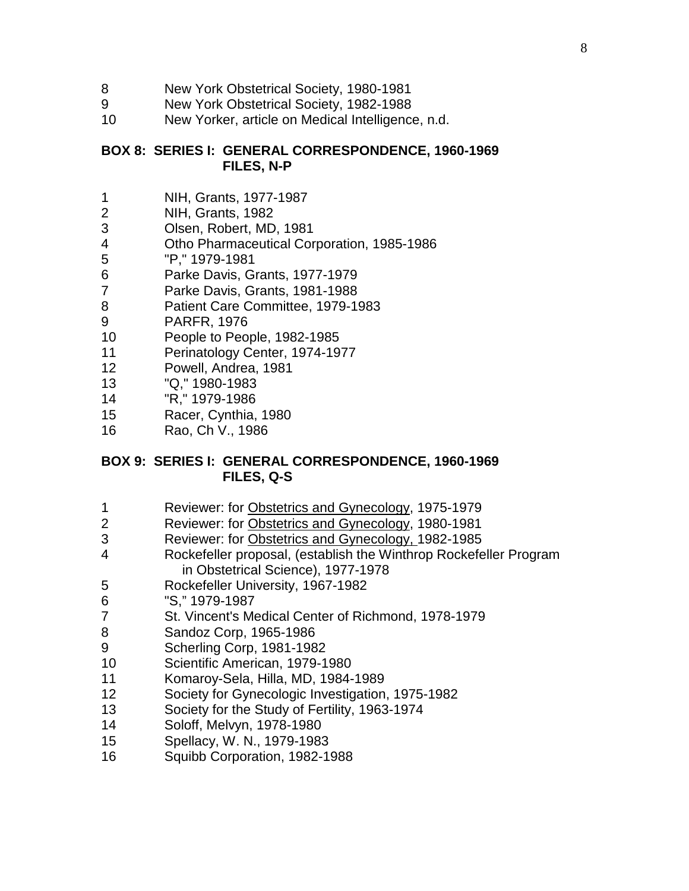8 New York Obstetrical Society, 1980-1981
9 New York Obstetrical Society, 1982-1988
10 New Yorker, article on Medical Intelligence, n.d.

**BOX 8: SERIES I: GENERAL CORRESPONDENCE, 1960-1969**
**FILES, N-P**

1 NIH, Grants, 1977-1987
2 NIH, Grants, 1982
3 Olsen, Robert, MD, 1981
4 Otho Pharmaceutical Corporation, 1985-1986
5 "P," 1979-1981
6 Parke Davis, Grants, 1977-1979
7 Parke Davis, Grants, 1981-1988
8 Patient Care Committee, 1979-1983
9 PARFR, 1976
10 People to People, 1982-1985
11 Perinatology Center, 1974-1977
12 Powell, Andrea, 1981
13 "Q," 1980-1983
14 "R," 1979-1986
15 Racer, Cynthia, 1980
16 Rao, Ch V., 1986

**BOX 9: SERIES I: GENERAL CORRESPONDENCE, 1960-1969**
**FILES, Q-S**

1 Reviewer: for Obstetrics and Gynecology, 1975-1979
2 Reviewer: for Obstetrics and Gynecology, 1980-1981
3 Reviewer: for Obstetrics and Gynecology, 1982-1985
4 Rockefeller proposal, (establish the Winthrop Rockefeller Program in Obstetrical Science), 1977-1978
5 Rockefeller University, 1967-1982
6 "S," 1979-1987
7 St. Vincent's Medical Center of Richmond, 1978-1979
8 Sandoz Corp, 1965-1986
9 Scherling Corp, 1981-1982
10 Scientific American, 1979-1980
11 Komaroy-Sela, Hilla, MD, 1984-1989
12 Society for Gynecologic Investigation, 1975-1982
13 Society for the Study of Fertility, 1963-1974
14 Soloff, Melvyn, 1978-1980
15 Spellacy, W. N., 1979-1983
16 Squibb Corporation, 1982-1988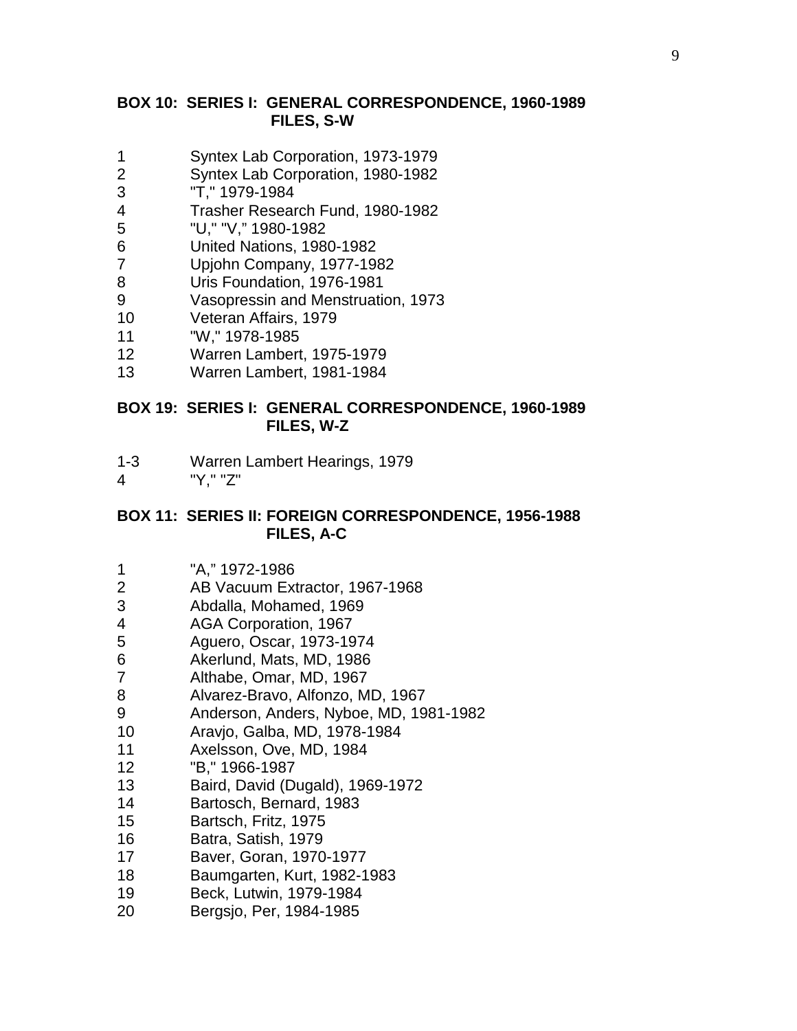**BOX 10: SERIES I: GENERAL CORRESPONDENCE, 1960-1989**
**FILES, S-W**

1 Syntex Lab Corporation, 1973-1979
2 Syntex Lab Corporation, 1980-1982
3 "T," 1979-1984
4 Trasher Research Fund, 1980-1982
5 "U," "V," 1980-1982
6 United Nations, 1980-1982
7 Upjohn Company, 1977-1982
8 Uris Foundation, 1976-1981
9 Vasopressin and Menstruation, 1973
10 Veteran Affairs, 1979
11 "W," 1978-1985
12 Warren Lambert, 1975-1979
13 Warren Lambert, 1981-1984

**BOX 19: SERIES I: GENERAL CORRESPONDENCE, 1960-1989**
**FILES, W-Z**

1-3 Warren Lambert Hearings, 1979
4 "Y," "Z"

**BOX 11: SERIES II: FOREIGN CORRESPONDENCE, 1956-1988**
**FILES, A-C**

1 "A," 1972-1986
2 AB Vacuum Extractor, 1967-1968
3 Abdalla, Mohamed, 1969
4 AGA Corporation, 1967
5 Aguero, Oscar, 1973-1974
6 Akerlund, Mats, MD, 1986
7 Althabe, Omar, MD, 1967
8 Alvarez-Bravo, Alfonzo, MD, 1967
9 Anderson, Anders, Nyboe, MD, 1981-1982
10 Aravjo, Galba, MD, 1978-1984
11 Axelsson, Ove, MD, 1984
12 "B," 1966-1987
13 Baird, David (Dugald), 1969-1972
14 Bartosch, Bernard, 1983
15 Bartsch, Fritz, 1975
16 Batra, Satish, 1979
17 Baver, Goran, 1970-1977
18 Baumgarten, Kurt, 1982-1983
19 Beck, Lutwin, 1979-1984
20 Bergsjo, Per, 1984-1985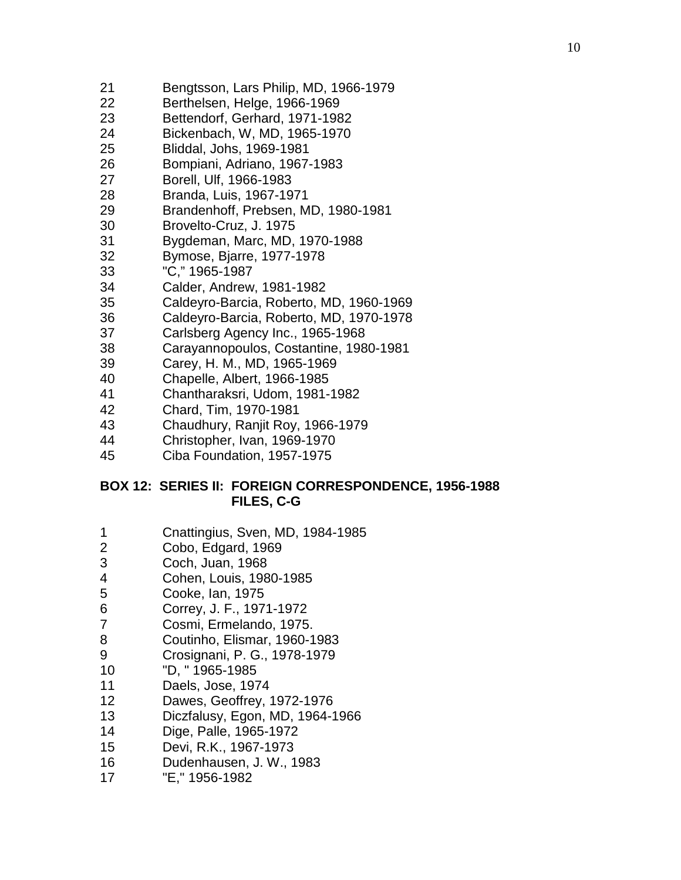21 Bengtsson, Lars Philip, MD, 1966-1979
22 Berthelsen, Helge, 1966-1969
23 Bettendorf, Gerhard, 1971-1982
24 Bickenbach, W, MD, 1965-1970
25 Bliddal, Johs, 1969-1981
26 Bompiani, Adriano, 1967-1983
27 Borell, Ulf, 1966-1983
28 Branda, Luis, 1967-1971
29 Brandenhoff, Prebsen, MD, 1980-1981
30 Brovelto-Cruz, J. 1975
31 Bygdeman, Marc, MD, 1970-1988
32 Bymose, Bjarre, 1977-1978
33 "C," 1965-1987
34 Calder, Andrew, 1981-1982
35 Caldeyro-Barcia, Roberto, MD, 1960-1969
36 Caldeyro-Barcia, Roberto, MD, 1970-1978
37 Carlsberg Agency Inc., 1965-1968
38 Carayannopoulos, Costantine, 1980-1981
39 Carey, H. M., MD, 1965-1969
40 Chapelle, Albert, 1966-1985
41 Chantharaksri, Udom, 1981-1982
42 Chard, Tim, 1970-1981
43 Chaudhury, Ranjit Roy, 1966-1979
44 Christopher, Ivan, 1969-1970
45 Ciba Foundation, 1957-1975

**BOX 12: SERIES II: FOREIGN CORRESPONDENCE, 1956-1988**
**FILES, C-G**

1 Cnattingius, Sven, MD, 1984-1985
2 Cobo, Edgard, 1969
3 Coch, Juan, 1968
4 Cohen, Louis, 1980-1985
5 Cooke, Ian, 1975
6 Correy, J. F., 1971-1972
7 Cosmi, Ermelando, 1975.
8 Coutinho, Elismar, 1960-1983
9 Crosignani, P. G., 1978-1979
10 "D, " 1965-1985
11 Daels, Jose, 1974
12 Dawes, Geoffrey, 1972-1976
13 Diczfalusy, Egon, MD, 1964-1966
14 Dige, Palle, 1965-1972
15 Devi, R.K., 1967-1973
16 Dudenhausen, J. W., 1983
17 "E," 1956-1982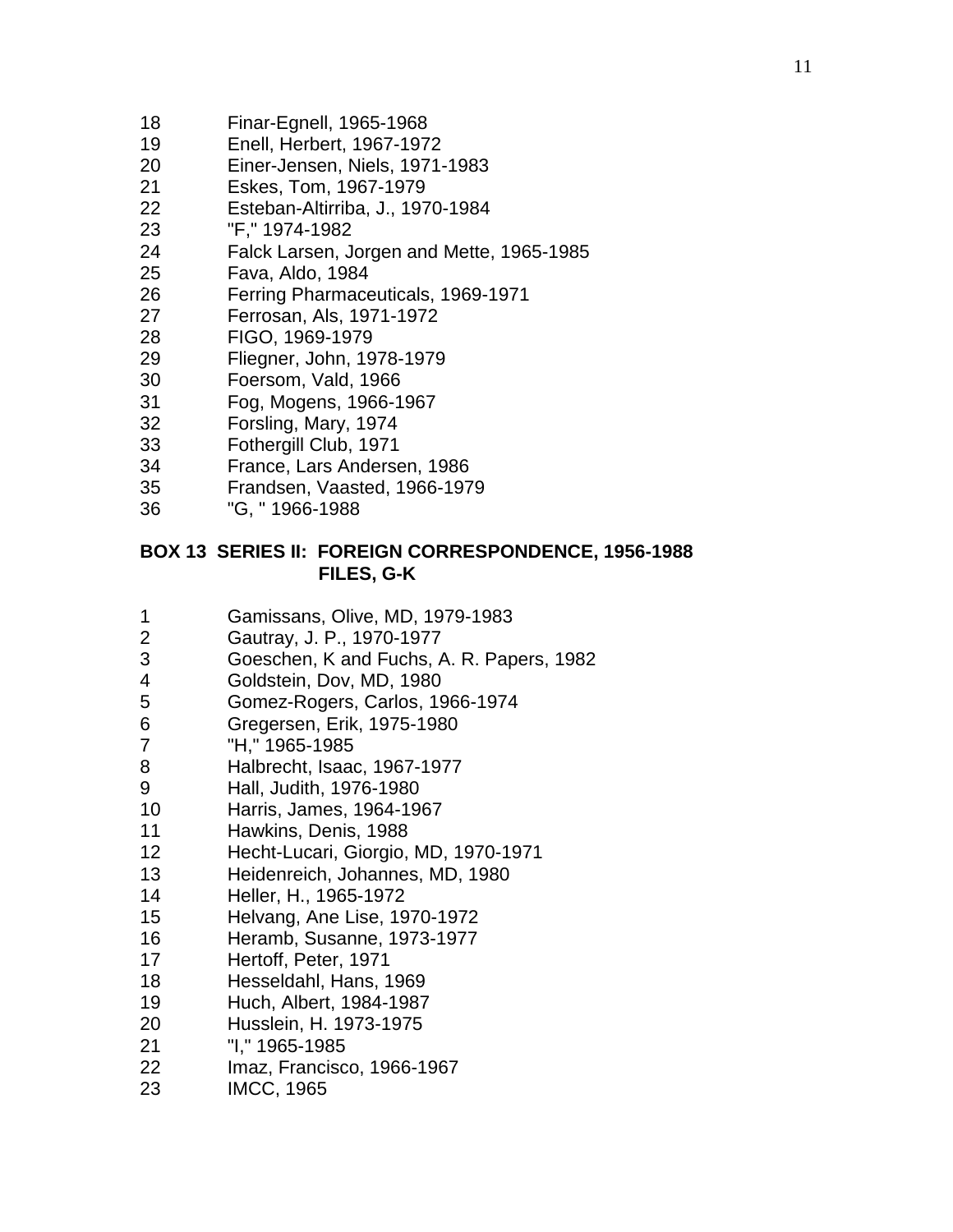18 Finar-Egnell, 1965-1968
19 Enell, Herbert, 1967-1972
20 Einer-Jensen, Niels, 1971-1983
21 Eskes, Tom, 1967-1979
22 Esteban-Altirriba, J., 1970-1984
23 "F," 1974-1982
24 Falck Larsen, Jorgen and Mette, 1965-1985
25 Fava, Aldo, 1984
26 Ferring Pharmaceuticals, 1969-1971
27 Ferrosan, Als, 1971-1972
28 FIGO, 1969-1979
29 Fliegner, John, 1978-1979
30 Foersom, Vald, 1966
31 Fog, Mogens, 1966-1967
32 Forsling, Mary, 1974
33 Fothergill Club, 1971
34 France, Lars Andersen, 1986
35 Frandsen, Vaasted, 1966-1979
36 "G, " 1966-1988

**BOX 13 SERIES II: FOREIGN CORRESPONDENCE, 1956-1988**
**FILES, G-K**

1 Gamissans, Olive, MD, 1979-1983
2 Gautray, J. P., 1970-1977
3 Goeschen, K and Fuchs, A. R. Papers, 1982
4 Goldstein, Dov, MD, 1980
5 Gomez-Rogers, Carlos, 1966-1974
6 Gregersen, Erik, 1975-1980
7 "H," 1965-1985
8 Halbrecht, Isaac, 1967-1977
9 Hall, Judith, 1976-1980
10 Harris, James, 1964-1967
11 Hawkins, Denis, 1988
12 Hecht-Lucari, Giorgio, MD, 1970-1971
13 Heidenreich, Johannes, MD, 1980
14 Heller, H., 1965-1972
15 Helvang, Ane Lise, 1970-1972
16 Heramb, Susanne, 1973-1977
17 Hertoff, Peter, 1971
18 Hesseldahl, Hans, 1969
19 Huch, Albert, 1984-1987
20 Husslein, H. 1973-1975
21 "I," 1965-1985
22 Imaz, Francisco, 1966-1967
23 IMCC, 1965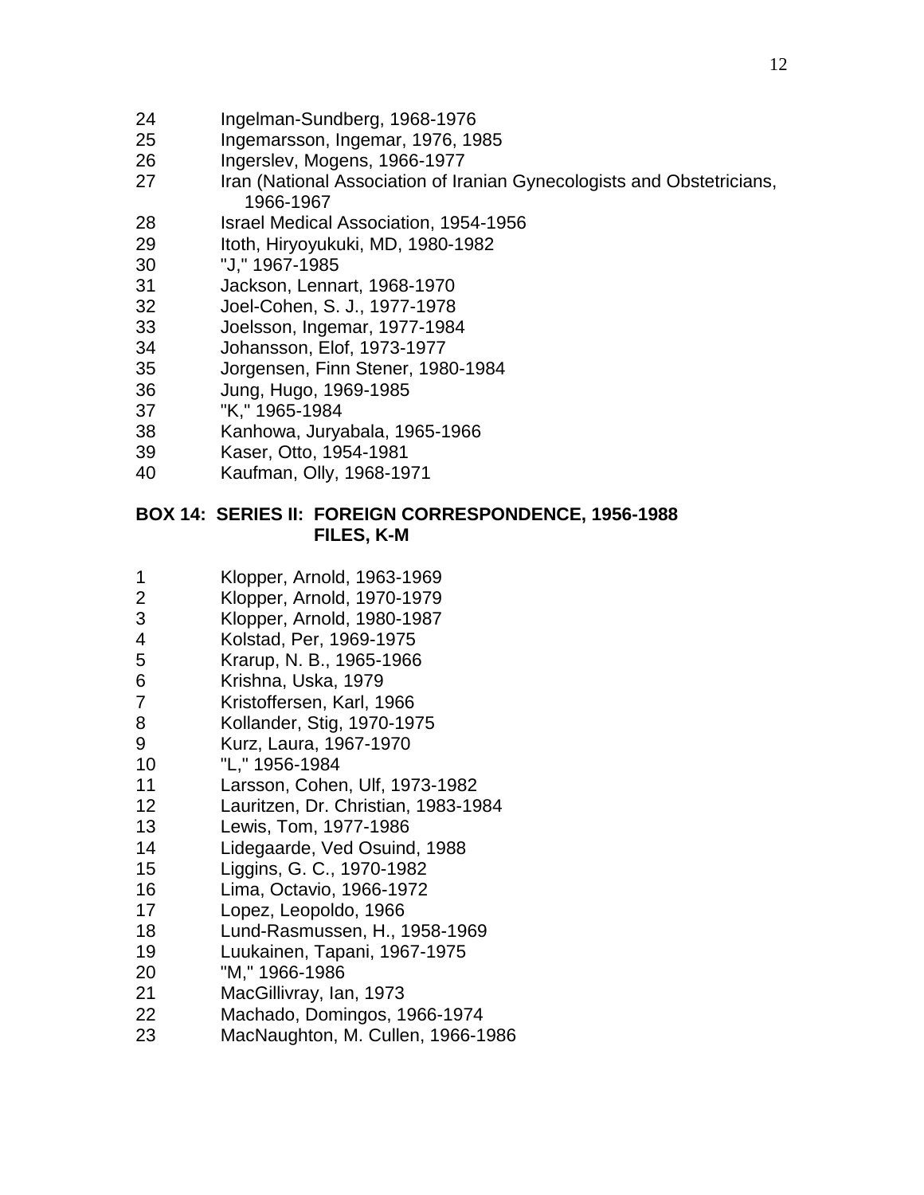24 Ingelman-Sundberg, 1968-1976
25 Ingemarsson, Ingemar, 1976, 1985
26 Ingerslev, Mogens, 1966-1977
27 Iran (National Association of Iranian Gynecologists and Obstetricians, 1966-1967
28 Israel Medical Association, 1954-1956
29 Itoth, Hiryoyukuki, MD, 1980-1982
30 "J," 1967-1985
31 Jackson, Lennart, 1968-1970
32 Joel-Cohen, S. J., 1977-1978
33 Joelsson, Ingemar, 1977-1984
34 Johansson, Elof, 1973-1977
35 Jorgensen, Finn Stener, 1980-1984
36 Jung, Hugo, 1969-1985
37 "K," 1965-1984
38 Kanhowa, Juryabala, 1965-1966
39 Kaser, Otto, 1954-1981
40 Kaufman, Olly, 1968-1971

**BOX 14: SERIES II: FOREIGN CORRESPONDENCE, 1956-1988**
**FILES, K-M**

1 Klopper, Arnold, 1963-1969
2 Klopper, Arnold, 1970-1979
3 Klopper, Arnold, 1980-1987
4 Kolstad, Per, 1969-1975
5 Krarup, N. B., 1965-1966
6 Krishna, Uska, 1979
7 Kristoffersen, Karl, 1966
8 Kollander, Stig, 1970-1975
9 Kurz, Laura, 1967-1970
10 "L," 1956-1984
11 Larsson, Cohen, Ulf, 1973-1982
12 Lauritzen, Dr. Christian, 1983-1984
13 Lewis, Tom, 1977-1986
14 Lidegaarde, Ved Osuind, 1988
15 Liggins, G. C., 1970-1982
16 Lima, Octavio, 1966-1972
17 Lopez, Leopoldo, 1966
18 Lund-Rasmussen, H., 1958-1969
19 Luukainen, Tapani, 1967-1975
20 "M," 1966-1986
21 MacGillivray, Ian, 1973
22 Machado, Domingos, 1966-1974
23 MacNaughton, M. Cullen, 1966-1986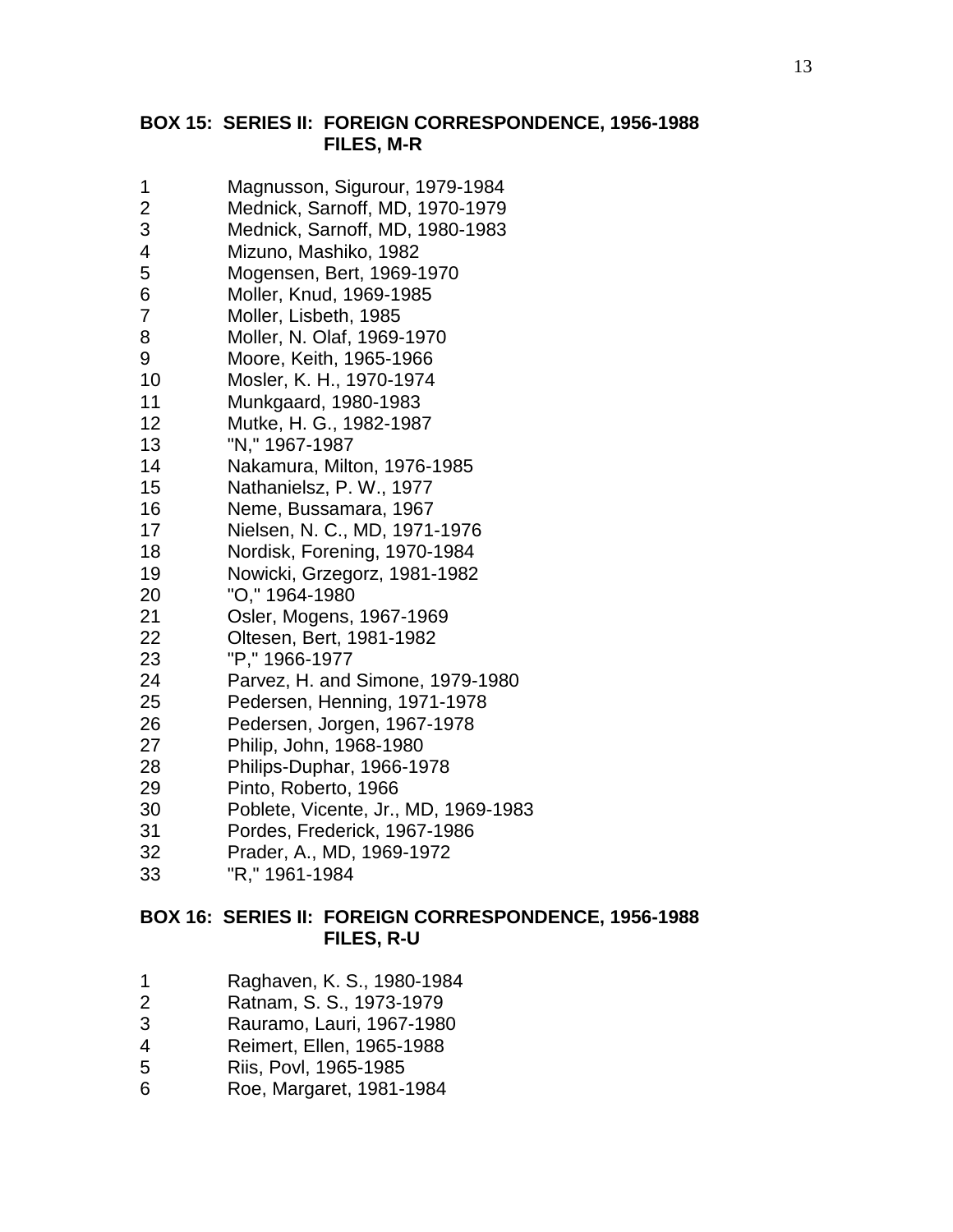## BOX 15: SERIES II: FOREIGN CORRESPONDENCE, 1956-1988 FILES, M-R

| | |
|---|---|
| 1 | Magnusson, Sigurour, 1979-1984 |
| 2 | Mednick, Sarnoff, MD, 1970-1979 |
| 3 | Mednick, Sarnoff, MD, 1980-1983 |
| 4 | Mizuno, Mashiko, 1982 |
| 5 | Mogensen, Bert, 1969-1970 |
| 6 | Moller, Knud, 1969-1985 |
| 7 | Moller, Lisbeth, 1985 |
| 8 | Moller, N. Olaf, 1969-1970 |
| 9 | Moore, Keith, 1965-1966 |
| 10 | Mosler, K. H., 1970-1974 |
| 11 | Munkgaard, 1980-1983 |
| 12 | Mutke, H. G., 1982-1987 |
| 13 | "N," 1967-1987 |
| 14 | Nakamura, Milton, 1976-1985 |
| 15 | Nathanielsz, P. W., 1977 |
| 16 | Neme, Bussamara, 1967 |
| 17 | Nielsen, N. C., MD, 1971-1976 |
| 18 | Nordisk, Forening, 1970-1984 |
| 19 | Nowicki, Grzegorz, 1981-1982 |
| 20 | "O," 1964-1980 |
| 21 | Osler, Mogens, 1967-1969 |
| 22 | Oltesen, Bert, 1981-1982 |
| 23 | "P," 1966-1977 |
| 24 | Parvez, H. and Simone, 1979-1980 |
| 25 | Pedersen, Henning, 1971-1978 |
| 26 | Pedersen, Jorgen, 1967-1978 |
| 27 | Philip, John, 1968-1980 |
| 28 | Philips-Duphar, 1966-1978 |
| 29 | Pinto, Roberto, 1966 |
| 30 | Poblete, Vicente, Jr., MD, 1969-1983 |
| 31 | Pordes, Frederick, 1967-1986 |
| 32 | Prader, A., MD, 1969-1972 |
| 33 | "R," 1961-1984 |

## BOX 16: SERIES II: FOREIGN CORRESPONDENCE, 1956-1988 FILES, R-U

| | |
|---|---|
| 1 | Raghaven, K. S., 1980-1984 |
| 2 | Ratnam, S. S., 1973-1979 |
| 3 | Rauramo, Lauri, 1967-1980 |
| 4 | Reimert, Ellen, 1965-1988 |
| 5 | Riis, Povl, 1965-1985 |
| 6 | Roe, Margaret, 1981-1984 |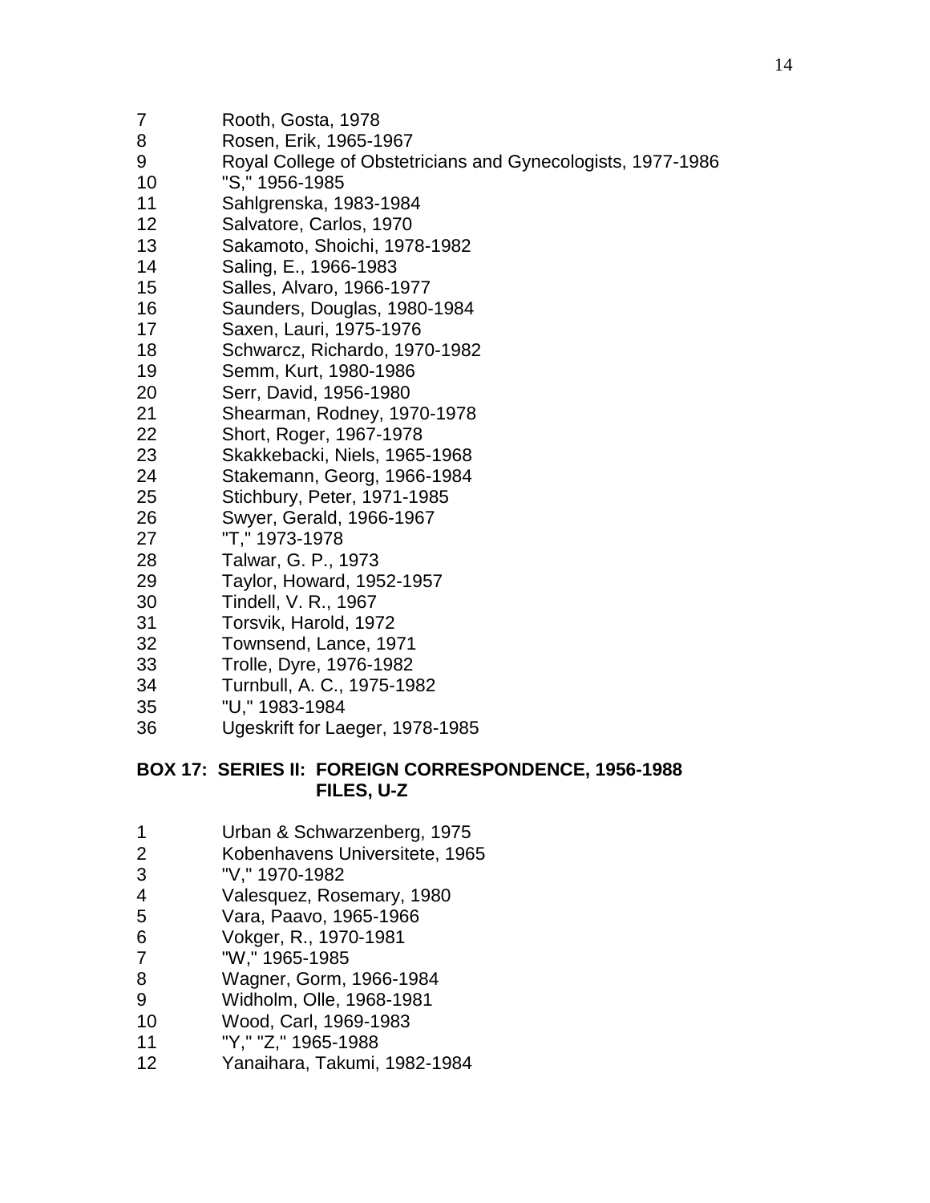7 Rooth, Gosta, 1978
8 Rosen, Erik, 1965-1967
9 Royal College of Obstetricians and Gynecologists, 1977-1986
10 "S," 1956-1985
11 Sahlgrenska, 1983-1984
12 Salvatore, Carlos, 1970
13 Sakamoto, Shoichi, 1978-1982
14 Saling, E., 1966-1983
15 Salles, Alvaro, 1966-1977
16 Saunders, Douglas, 1980-1984
17 Saxen, Lauri, 1975-1976
18 Schwarcz, Richardo, 1970-1982
19 Semm, Kurt, 1980-1986
20 Serr, David, 1956-1980
21 Shearman, Rodney, 1970-1978
22 Short, Roger, 1967-1978
23 Skakkebacki, Niels, 1965-1968
24 Stakemann, Georg, 1966-1984
25 Stichbury, Peter, 1971-1985
26 Swyer, Gerald, 1966-1967
27 "T," 1973-1978
28 Talwar, G. P., 1973
29 Taylor, Howard, 1952-1957
30 Tindell, V. R., 1967
31 Torsvik, Harold, 1972
32 Townsend, Lance, 1971
33 Trolle, Dyre, 1976-1982
34 Turnbull, A. C., 1975-1982
35 "U," 1983-1984
36 Ugeskrift for Laeger, 1978-1985

**BOX 17: SERIES II: FOREIGN CORRESPONDENCE, 1956-1988**
**FILES, U-Z**

1 Urban & Schwarzenberg, 1975
2 Kobenhavens Universitete, 1965
3 "V," 1970-1982
4 Valesquez, Rosemary, 1980
5 Vara, Paavo, 1965-1966
6 Vokger, R., 1970-1981
7 "W," 1965-1985
8 Wagner, Gorm, 1966-1984
9 Widholm, Olle, 1968-1981
10 Wood, Carl, 1969-1983
11 "Y," "Z," 1965-1988
12 Yanaihara, Takumi, 1982-1984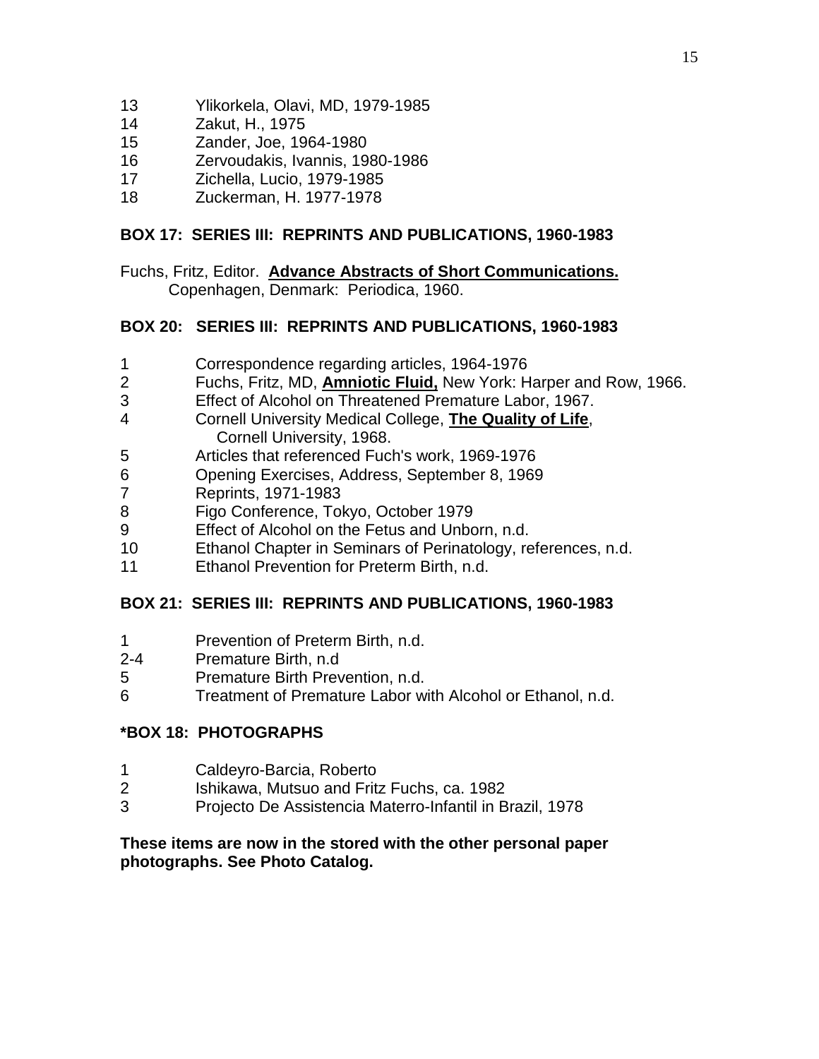13	Ylikorkela, Olavi, MD, 1979-1985
14	Zakut, H., 1975
15	Zander, Joe, 1964-1980
16	Zervoudakis, Ivannis, 1980-1986
17	Zichella, Lucio, 1979-1985
18	Zuckerman, H. 1977-1978

**BOX 17: SERIES III: REPRINTS AND PUBLICATIONS, 1960-1983**

Fuchs, Fritz, Editor. **Advance Abstracts of Short Communications.**
Copenhagen, Denmark: Periodica, 1960.

**BOX 20: SERIES III: REPRINTS AND PUBLICATIONS, 1960-1983**

1	Correspondence regarding articles, 1964-1976
2	Fuchs, Fritz, MD, **Amniotic Fluid,** New York: Harper and Row, 1966.
3	Effect of Alcohol on Threatened Premature Labor, 1967.
4	Cornell University Medical College, **The Quality of Life**,
	Cornell University, 1968.
5	Articles that referenced Fuch's work, 1969-1976
6	Opening Exercises, Address, September 8, 1969
7	Reprints, 1971-1983
8	Figo Conference, Tokyo, October 1979
9	Effect of Alcohol on the Fetus and Unborn, n.d.
10	Ethanol Chapter in Seminars of Perinatology, references, n.d.
11	Ethanol Prevention for Preterm Birth, n.d.

**BOX 21: SERIES III: REPRINTS AND PUBLICATIONS, 1960-1983**

1	Prevention of Preterm Birth, n.d.
2-4	Premature Birth, n.d
5	Premature Birth Prevention, n.d.
6	Treatment of Premature Labor with Alcohol or Ethanol, n.d.

**\*BOX 18: PHOTOGRAPHS**

1	Caldeyro-Barcia, Roberto
2	Ishikawa, Mutsuo and Fritz Fuchs, ca. 1982
3	Projecto De Assistencia Materro-Infantil in Brazil, 1978

**These items are now in the stored with the other personal paper photographs. See Photo Catalog.**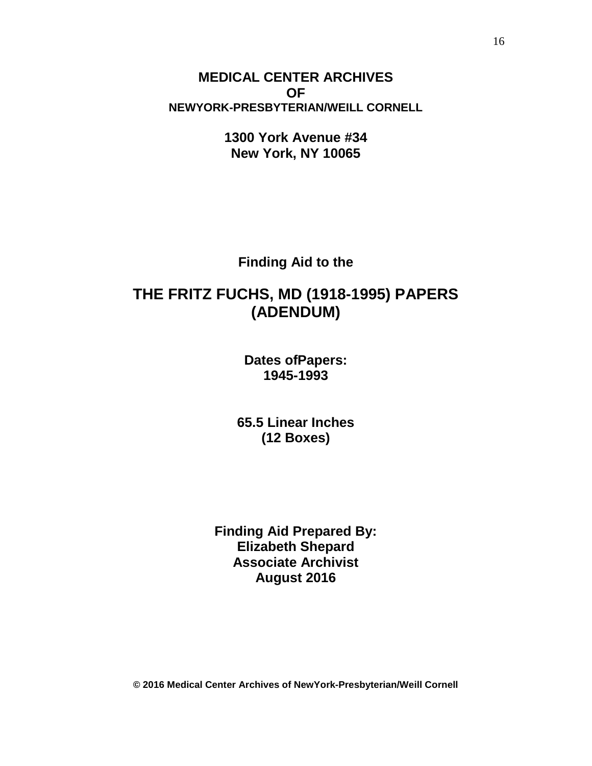**MEDICAL CENTER ARCHIVES**
**OF**
**NEWYORK-PRESBYTERIAN/WEILL CORNELL**

**1300 York Avenue #34**
**New York, NY 10065**

**Finding Aid to the**

# THE FRITZ FUCHS, MD (1918-1995) PAPERS (ADENDUM)

**Dates ofPapers:**
**1945-1993**

**65.5 Linear Inches**
**(12 Boxes)**

**Finding Aid Prepared By:**
**Elizabeth Shepard**
**Associate Archivist**
**August 2016**

**© 2016 Medical Center Archives of NewYork-Presbyterian/Weill Cornell**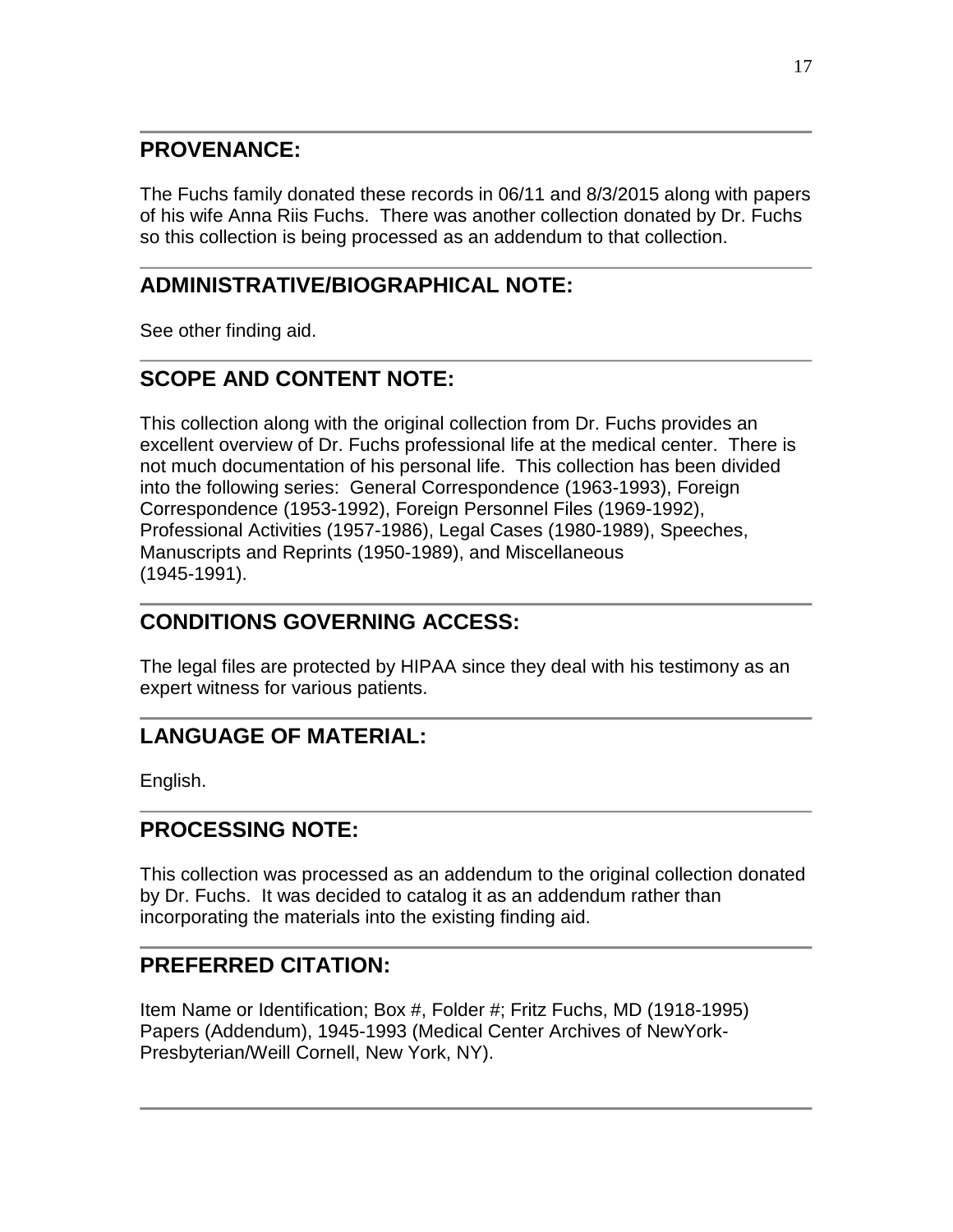## PROVENANCE:

The Fuchs family donated these records in 06/11 and 8/3/2015 along with papers of his wife Anna Riis Fuchs. There was another collection donated by Dr. Fuchs so this collection is being processed as an addendum to that collection.

## ADMINISTRATIVE/BIOGRAPHICAL NOTE:

See other finding aid.

## SCOPE AND CONTENT NOTE:

This collection along with the original collection from Dr. Fuchs provides an excellent overview of Dr. Fuchs professional life at the medical center. There is not much documentation of his personal life. This collection has been divided into the following series: General Correspondence (1963-1993), Foreign Correspondence (1953-1992), Foreign Personnel Files (1969-1992), Professional Activities (1957-1986), Legal Cases (1980-1989), Speeches, Manuscripts and Reprints (1950-1989), and Miscellaneous (1945-1991).

## CONDITIONS GOVERNING ACCESS:

The legal files are protected by HIPAA since they deal with his testimony as an expert witness for various patients.

## LANGUAGE OF MATERIAL:

English.

## PROCESSING NOTE:

This collection was processed as an addendum to the original collection donated by Dr. Fuchs. It was decided to catalog it as an addendum rather than incorporating the materials into the existing finding aid.

## PREFERRED CITATION:

Item Name or Identification; Box #, Folder #; Fritz Fuchs, MD (1918-1995) Papers (Addendum), 1945-1993 (Medical Center Archives of NewYork-Presbyterian/Weill Cornell, New York, NY).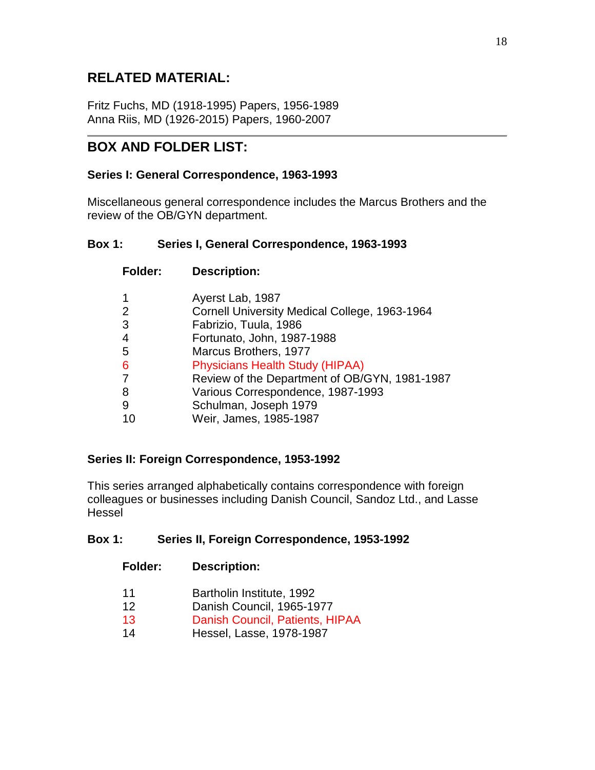## RELATED MATERIAL:

Fritz Fuchs, MD (1918-1995) Papers, 1956-1989
Anna Riis, MD (1926-2015) Papers, 1960-2007

---

## BOX AND FOLDER LIST:

### Series I: General Correspondence, 1963-1993

Miscellaneous general correspondence includes the Marcus Brothers and the review of the OB/GYN department.

**Box 1: Series I, General Correspondence, 1963-1993**

| Folder: | Description: |
|---|---|
| 1 | Ayerst Lab, 1987 |
| 2 | Cornell University Medical College, 1963-1964 |
| 3 | Fabrizio, Tuula, 1986 |
| 4 | Fortunato, John, 1987-1988 |
| 5 | Marcus Brothers, 1977 |
| 6 | Physicians Health Study (HIPAA) |
| 7 | Review of the Department of OB/GYN, 1981-1987 |
| 8 | Various Correspondence, 1987-1993 |
| 9 | Schulman, Joseph 1979 |
| 10 | Weir, James, 1985-1987 |

### Series II: Foreign Correspondence, 1953-1992

This series arranged alphabetically contains correspondence with foreign colleagues or businesses including Danish Council, Sandoz Ltd., and Lasse Hessel

**Box 1: Series II, Foreign Correspondence, 1953-1992**

| Folder: | Description: |
|---|---|
| 11 | Bartholin Institute, 1992 |
| 12 | Danish Council, 1965-1977 |
| 13 | Danish Council, Patients, HIPAA |
| 14 | Hessel, Lasse, 1978-1987 |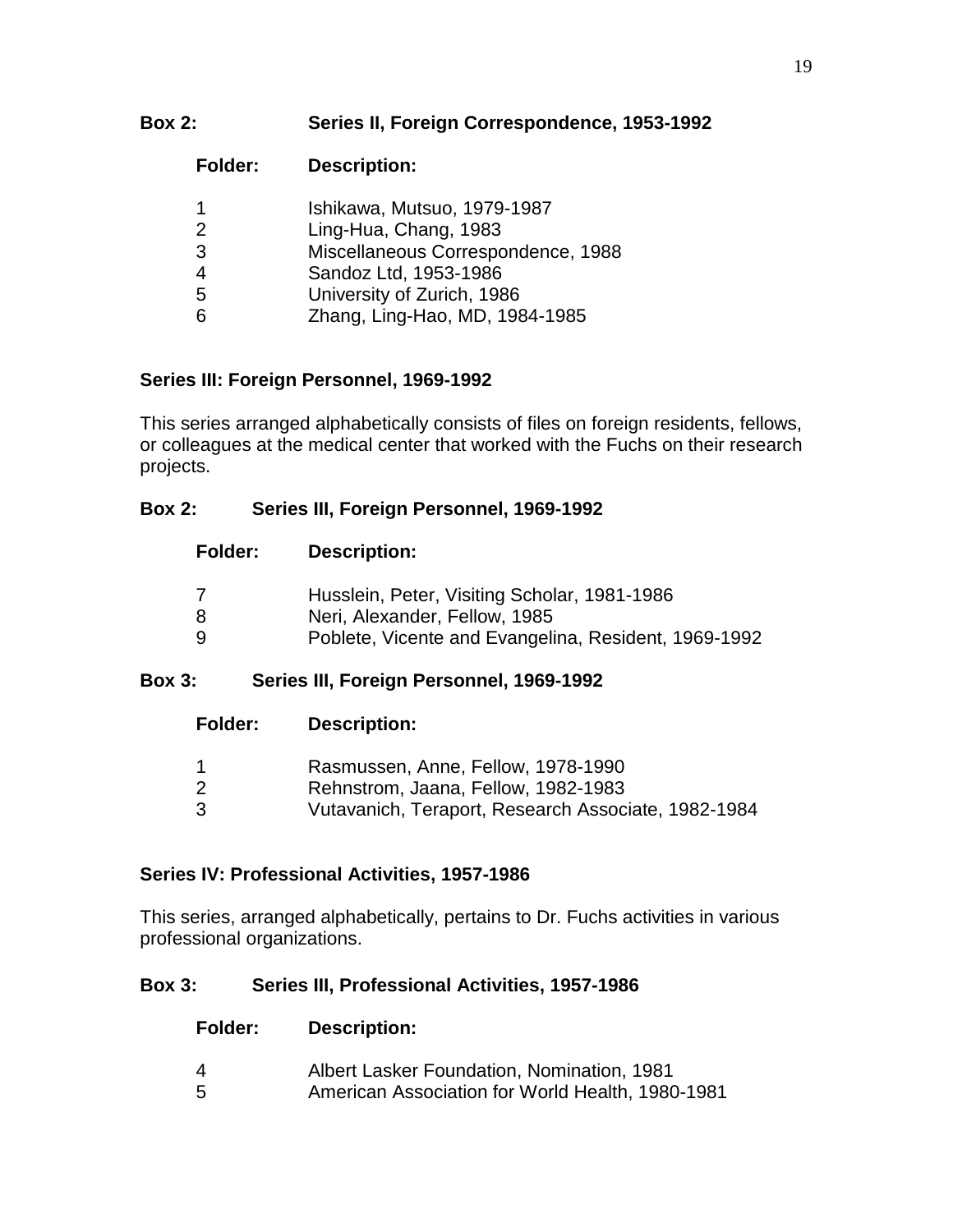**Box 2: Series II, Foreign Correspondence, 1953-1992**

| Folder: | Description: |
|---|---|
| 1 | Ishikawa, Mutsuo, 1979-1987 |
| 2 | Ling-Hua, Chang, 1983 |
| 3 | Miscellaneous Correspondence, 1988 |
| 4 | Sandoz Ltd, 1953-1986 |
| 5 | University of Zurich, 1986 |
| 6 | Zhang, Ling-Hao, MD, 1984-1985 |

## Series III: Foreign Personnel, 1969-1992

This series arranged alphabetically consists of files on foreign residents, fellows, or colleagues at the medical center that worked with the Fuchs on their research projects.

**Box 2: Series III, Foreign Personnel, 1969-1992**

| Folder: | Description: |
|---|---|
| 7 | Husslein, Peter, Visiting Scholar, 1981-1986 |
| 8 | Neri, Alexander, Fellow, 1985 |
| 9 | Poblete, Vicente and Evangelina, Resident, 1969-1992 |

**Box 3: Series III, Foreign Personnel, 1969-1992**

| Folder: | Description: |
|---|---|
| 1 | Rasmussen, Anne, Fellow, 1978-1990 |
| 2 | Rehnstrom, Jaana, Fellow, 1982-1983 |
| 3 | Vutavanich, Teraport, Research Associate, 1982-1984 |

## Series IV: Professional Activities, 1957-1986

This series, arranged alphabetically, pertains to Dr. Fuchs activities in various professional organizations.

**Box 3: Series III, Professional Activities, 1957-1986**

| Folder: | Description: |
|---|---|
| 4 | Albert Lasker Foundation, Nomination, 1981 |
| 5 | American Association for World Health, 1980-1981 |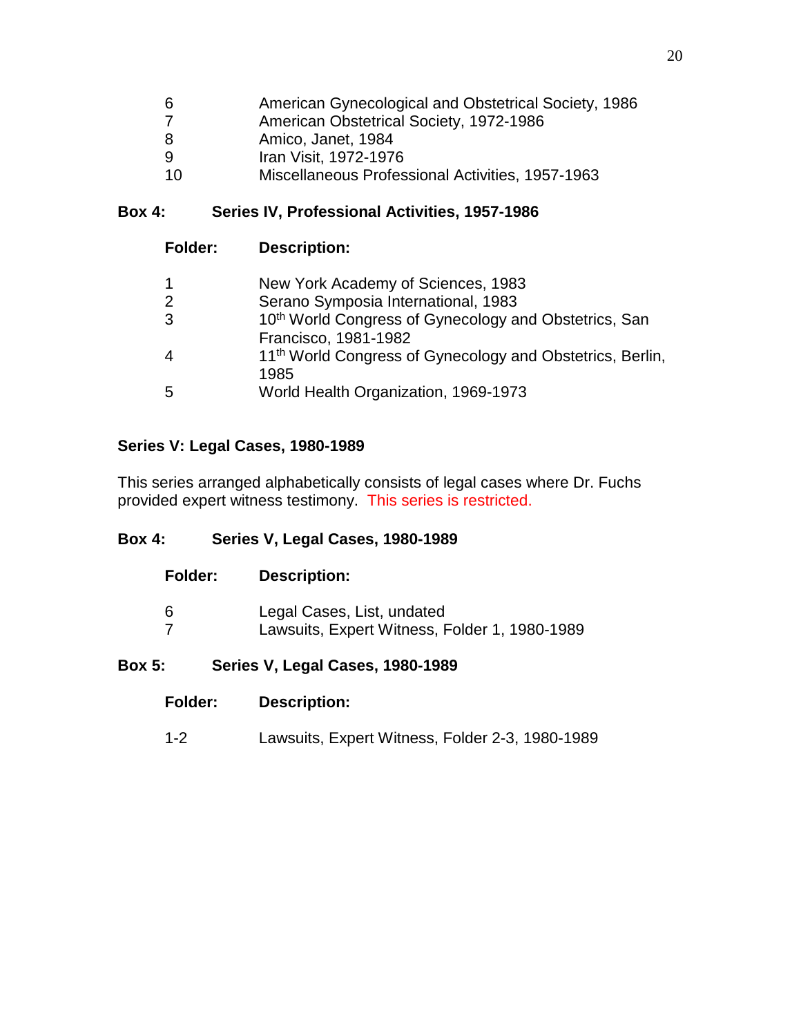| Folder | Description |
|---|---|
| 6 | American Gynecological and Obstetrical Society, 1986 |
| 7 | American Obstetrical Society, 1972-1986 |
| 8 | Amico, Janet, 1984 |
| 9 | Iran Visit, 1972-1976 |
| 10 | Miscellaneous Professional Activities, 1957-1963 |

**Box 4: Series IV, Professional Activities, 1957-1986**

| Folder: | Description: |
|---|---|
| 1 | New York Academy of Sciences, 1983 |
| 2 | Serano Symposia International, 1983 |
| 3 | 10th World Congress of Gynecology and Obstetrics, San Francisco, 1981-1982 |
| 4 | 11th World Congress of Gynecology and Obstetrics, Berlin, 1985 |
| 5 | World Health Organization, 1969-1973 |

## Series V: Legal Cases, 1980-1989

This series arranged alphabetically consists of legal cases where Dr. Fuchs provided expert witness testimony. This series is restricted.

**Box 4: Series V, Legal Cases, 1980-1989**

| Folder: | Description: |
|---|---|
| 6 | Legal Cases, List, undated |
| 7 | Lawsuits, Expert Witness, Folder 1, 1980-1989 |

**Box 5: Series V, Legal Cases, 1980-1989**

| Folder: | Description: |
|---|---|
| 1-2 | Lawsuits, Expert Witness, Folder 2-3, 1980-1989 |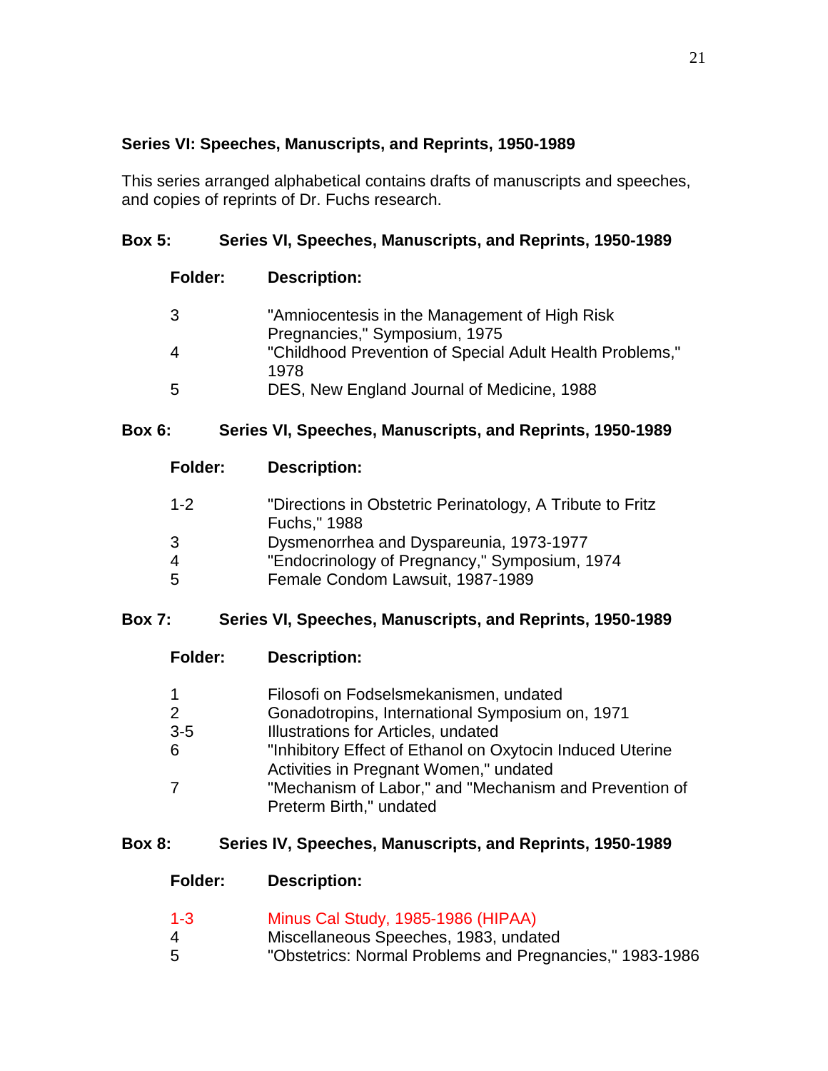## Series VI: Speeches, Manuscripts, and Reprints, 1950-1989

This series arranged alphabetical contains drafts of manuscripts and speeches, and copies of reprints of Dr. Fuchs research.

### Box 5: Series VI, Speeches, Manuscripts, and Reprints, 1950-1989

| Folder: | Description: |
|---|---|
| 3 | "Amniocentesis in the Management of High Risk Pregnancies," Symposium, 1975 |
| 4 | "Childhood Prevention of Special Adult Health Problems," 1978 |
| 5 | DES, New England Journal of Medicine, 1988 |

### Box 6: Series VI, Speeches, Manuscripts, and Reprints, 1950-1989

| Folder: | Description: |
|---|---|
| 1-2 | "Directions in Obstetric Perinatology, A Tribute to Fritz Fuchs," 1988 |
| 3 | Dysmenorrhea and Dyspareunia, 1973-1977 |
| 4 | "Endocrinology of Pregnancy," Symposium, 1974 |
| 5 | Female Condom Lawsuit, 1987-1989 |

### Box 7: Series VI, Speeches, Manuscripts, and Reprints, 1950-1989

| Folder: | Description: |
|---|---|
| 1 | Filosofi on Fodselsmekanismen, undated |
| 2 | Gonadotropins, International Symposium on, 1971 |
| 3-5 | Illustrations for Articles, undated |
| 6 | "Inhibitory Effect of Ethanol on Oxytocin Induced Uterine Activities in Pregnant Women," undated |
| 7 | "Mechanism of Labor," and "Mechanism and Prevention of Preterm Birth," undated |

### Box 8: Series IV, Speeches, Manuscripts, and Reprints, 1950-1989

| Folder: | Description: |
|---|---|
| 1-3 | Minus Cal Study, 1985-1986 (HIPAA) |
| 4 | Miscellaneous Speeches, 1983, undated |
| 5 | "Obstetrics: Normal Problems and Pregnancies," 1983-1986 |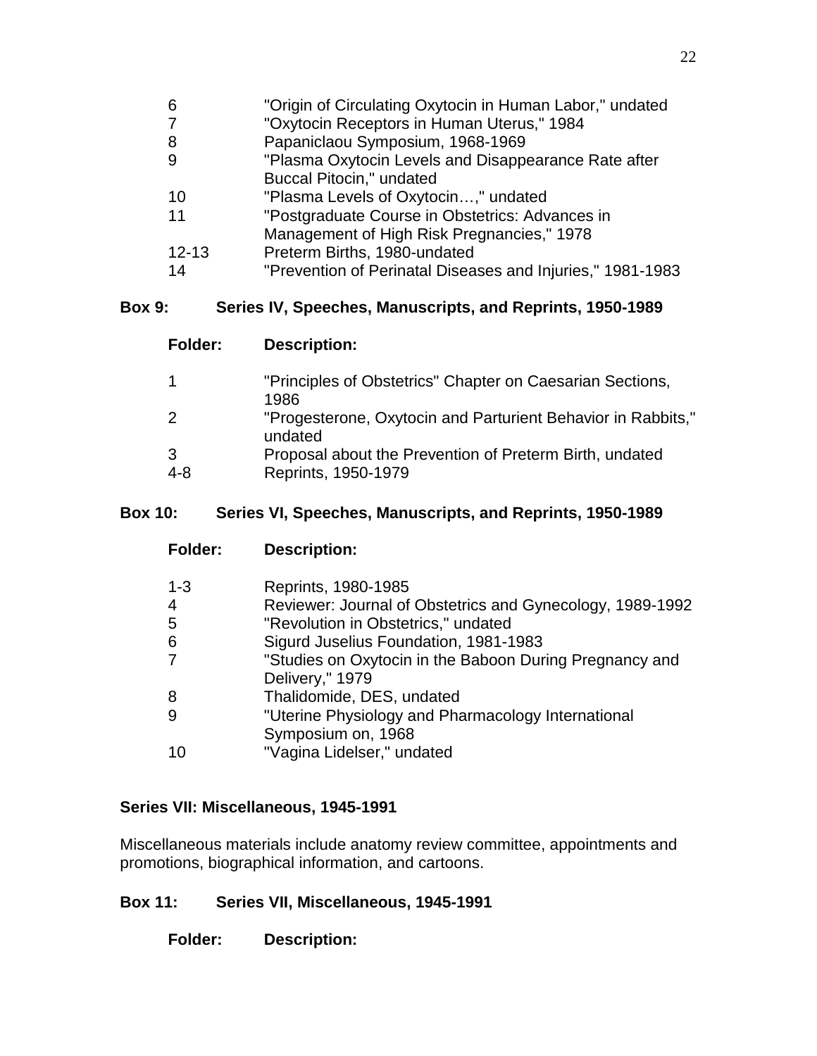| | |
|---|---|
| 6 | "Origin of Circulating Oxytocin in Human Labor," undated |
| 7 | "Oxytocin Receptors in Human Uterus," 1984 |
| 8 | Papaniclaou Symposium, 1968-1969 |
| 9 | "Plasma Oxytocin Levels and Disappearance Rate after Buccal Pitocin," undated |
| 10 | "Plasma Levels of Oxytocin…," undated |
| 11 | "Postgraduate Course in Obstetrics: Advances in Management of High Risk Pregnancies," 1978 |
| 12-13 | Preterm Births, 1980-undated |
| 14 | "Prevention of Perinatal Diseases and Injuries," 1981-1983 |

**Box 9: Series IV, Speeches, Manuscripts, and Reprints, 1950-1989**

| Folder: | Description: |
|---|---|
| 1 | "Principles of Obstetrics" Chapter on Caesarian Sections, 1986 |
| 2 | "Progesterone, Oxytocin and Parturient Behavior in Rabbits," undated |
| 3 | Proposal about the Prevention of Preterm Birth, undated |
| 4-8 | Reprints, 1950-1979 |

**Box 10: Series VI, Speeches, Manuscripts, and Reprints, 1950-1989**

| Folder: | Description: |
|---|---|
| 1-3 | Reprints, 1980-1985 |
| 4 | Reviewer: Journal of Obstetrics and Gynecology, 1989-1992 |
| 5 | "Revolution in Obstetrics," undated |
| 6 | Sigurd Juselius Foundation, 1981-1983 |
| 7 | "Studies on Oxytocin in the Baboon During Pregnancy and Delivery," 1979 |
| 8 | Thalidomide, DES, undated |
| 9 | "Uterine Physiology and Pharmacology International Symposium on, 1968 |
| 10 | "Vagina Lidelser," undated |

**Series VII: Miscellaneous, 1945-1991**

Miscellaneous materials include anatomy review committee, appointments and promotions, biographical information, and cartoons.

**Box 11: Series VII, Miscellaneous, 1945-1991**

**Folder: Description:**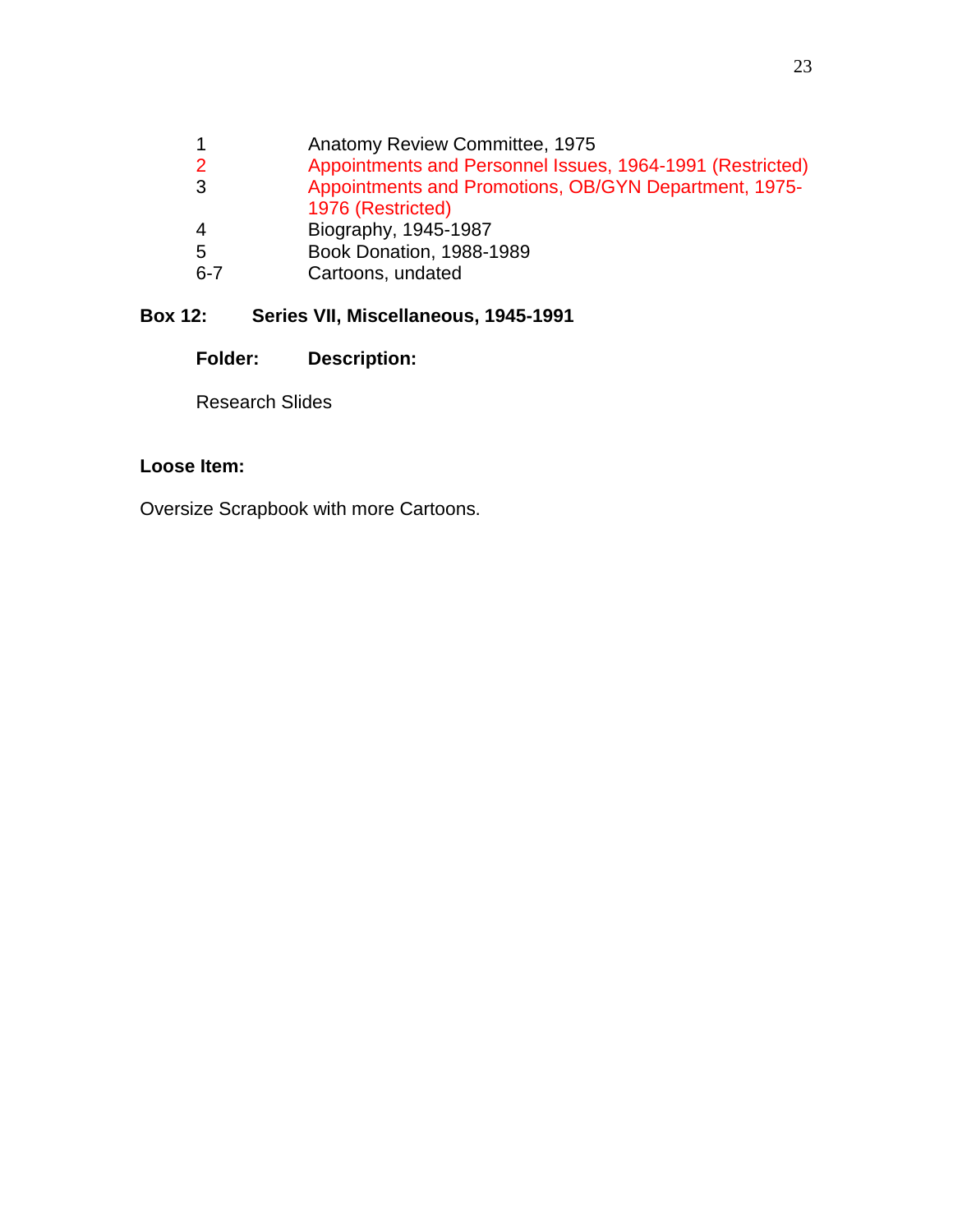| | |
|---|---|
| 1 | Anatomy Review Committee, 1975 |
| 2 | Appointments and Personnel Issues, 1964-1991 (Restricted) |
| 3 | Appointments and Promotions, OB/GYN Department, 1975-1976 (Restricted) |
| 4 | Biography, 1945-1987 |
| 5 | Book Donation, 1988-1989 |
| 6-7 | Cartoons, undated |

**Box 12: Series VII, Miscellaneous, 1945-1991**

**Folder: Description:**

Research Slides

**Loose Item:**

Oversize Scrapbook with more Cartoons.